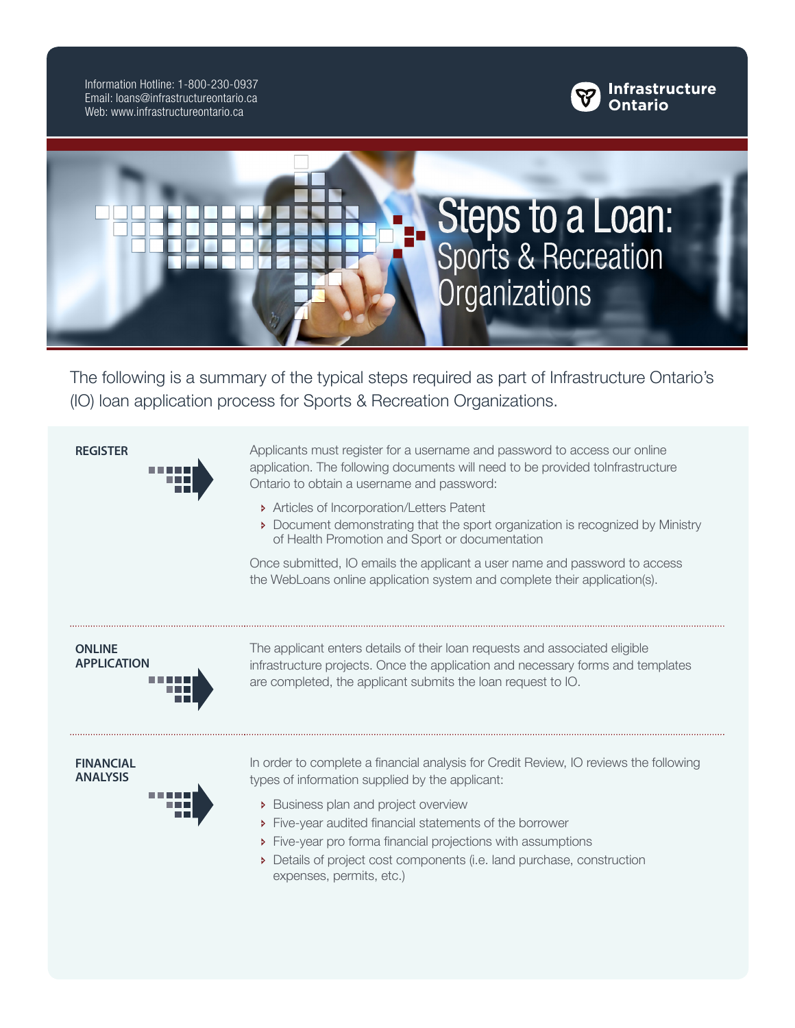Information Hotline: 1-800-230-0937
Email: loans@infrastructureontario.ca
Web: www.infrastructureontario.ca

**Infrastructure Ontario**

# Steps to a Loan: Sports & Recreation Organizations

The following is a summary of the typical steps required as part of Infrastructure Ontario's (IO) loan application process for Sports & Recreation Organizations.

## REGISTER

Applicants must register for a username and password to access our online application. The following documents will need to be provided toInfrastructure Ontario to obtain a username and password:

- Articles of Incorporation/Letters Patent
- Document demonstrating that the sport organization is recognized by Ministry of Health Promotion and Sport or documentation

Once submitted, IO emails the applicant a user name and password to access the WebLoans online application system and complete their application(s).

## ONLINE APPLICATION

The applicant enters details of their loan requests and associated eligible infrastructure projects. Once the application and necessary forms and templates are completed, the applicant submits the loan request to IO.

## FINANCIAL ANALYSIS

In order to complete a financial analysis for Credit Review, IO reviews the following types of information supplied by the applicant:

- Business plan and project overview
- Five-year audited financial statements of the borrower
- Five-year pro forma financial projections with assumptions
- Details of project cost components (i.e. land purchase, construction expenses, permits, etc.)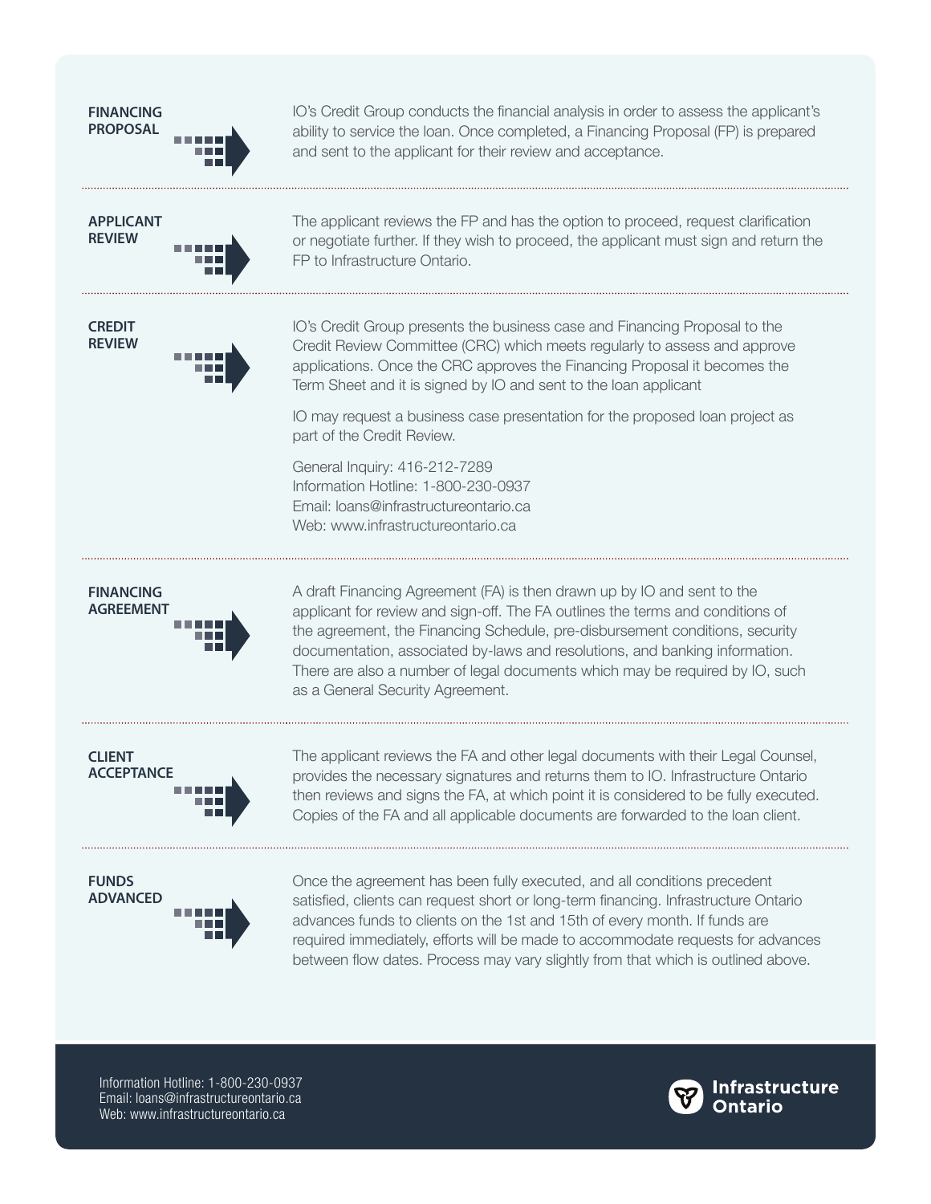**FINANCING PROPOSAL**

IO's Credit Group conducts the financial analysis in order to assess the applicant's ability to service the loan. Once completed, a Financing Proposal (FP) is prepared and sent to the applicant for their review and acceptance.

**APPLICANT REVIEW**

The applicant reviews the FP and has the option to proceed, request clarification or negotiate further. If they wish to proceed, the applicant must sign and return the FP to Infrastructure Ontario.

**CREDIT REVIEW**

IO's Credit Group presents the business case and Financing Proposal to the Credit Review Committee (CRC) which meets regularly to assess and approve applications. Once the CRC approves the Financing Proposal it becomes the Term Sheet and it is signed by IO and sent to the loan applicant

IO may request a business case presentation for the proposed loan project as part of the Credit Review.

General Inquiry: 416-212-7289
Information Hotline: 1-800-230-0937
Email: loans@infrastructureontario.ca
Web: www.infrastructureontario.ca

**FINANCING AGREEMENT**

A draft Financing Agreement (FA) is then drawn up by IO and sent to the applicant for review and sign-off. The FA outlines the terms and conditions of the agreement, the Financing Schedule, pre-disbursement conditions, security documentation, associated by-laws and resolutions, and banking information. There are also a number of legal documents which may be required by IO, such as a General Security Agreement.

**CLIENT ACCEPTANCE**

The applicant reviews the FA and other legal documents with their Legal Counsel, provides the necessary signatures and returns them to IO. Infrastructure Ontario then reviews and signs the FA, at which point it is considered to be fully executed. Copies of the FA and all applicable documents are forwarded to the loan client.

**FUNDS ADVANCED**

Once the agreement has been fully executed, and all conditions precedent satisfied, clients can request short or long-term financing. Infrastructure Ontario advances funds to clients on the 1st and 15th of every month. If funds are required immediately, efforts will be made to accommodate requests for advances between flow dates. Process may vary slightly from that which is outlined above.

Information Hotline: 1-800-230-0937
Email: loans@infrastructureontario.ca
Web: www.infrastructureontario.ca

Infrastructure Ontario